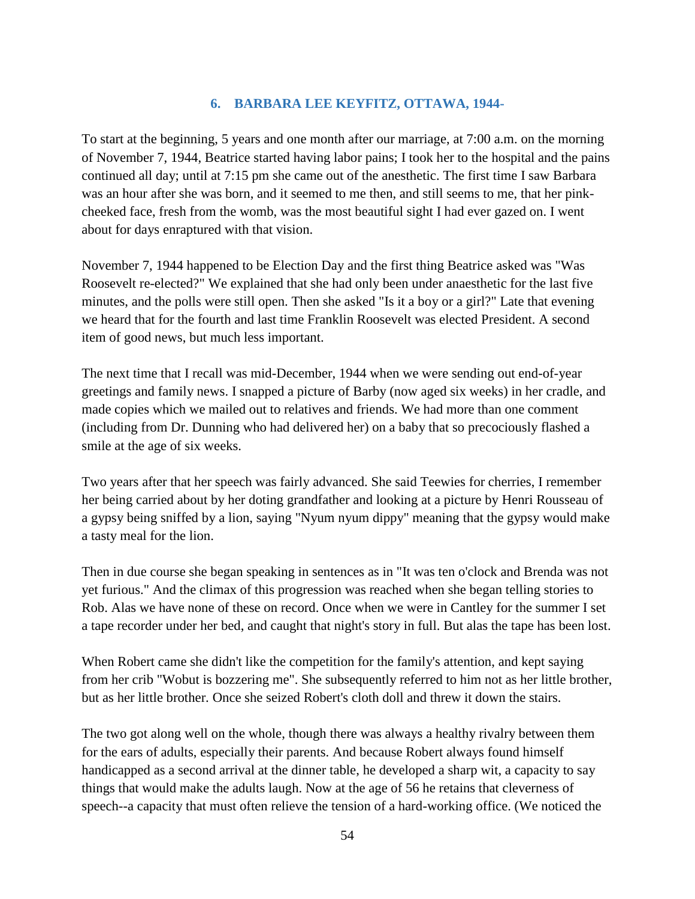## 6. BARBARA LEE KEYFITZ, OTTAWA, 1944-

To start at the beginning, 5 years and one month after our marriage, at 7:00 a.m. on the morning of November 7, 1944, Beatrice started having labor pains; I took her to the hospital and the pains continued all day; until at 7:15 pm she came out of the anesthetic. The first time I saw Barbara was an hour after she was born, and it seemed to me then, and still seems to me, that her pink-cheeked face, fresh from the womb, was the most beautiful sight I had ever gazed on. I went about for days enraptured with that vision.

November 7, 1944 happened to be Election Day and the first thing Beatrice asked was "Was Roosevelt re-elected?" We explained that she had only been under anaesthetic for the last five minutes, and the polls were still open. Then she asked "Is it a boy or a girl?" Late that evening we heard that for the fourth and last time Franklin Roosevelt was elected President. A second item of good news, but much less important.

The next time that I recall was mid-December, 1944 when we were sending out end-of-year greetings and family news. I snapped a picture of Barby (now aged six weeks) in her cradle, and made copies which we mailed out to relatives and friends. We had more than one comment (including from Dr. Dunning who had delivered her) on a baby that so precociously flashed a smile at the age of six weeks.

Two years after that her speech was fairly advanced. She said Teewies for cherries, I remember her being carried about by her doting grandfather and looking at a picture by Henri Rousseau of a gypsy being sniffed by a lion, saying "Nyum nyum dippy" meaning that the gypsy would make a tasty meal for the lion.

Then in due course she began speaking in sentences as in "It was ten o'clock and Brenda was not yet furious." And the climax of this progression was reached when she began telling stories to Rob. Alas we have none of these on record. Once when we were in Cantley for the summer I set a tape recorder under her bed, and caught that night's story in full. But alas the tape has been lost.

When Robert came she didn't like the competition for the family's attention, and kept saying from her crib "Wobut is bozzering me". She subsequently referred to him not as her little brother, but as her little brother. Once she seized Robert's cloth doll and threw it down the stairs.

The two got along well on the whole, though there was always a healthy rivalry between them for the ears of adults, especially their parents. And because Robert always found himself handicapped as a second arrival at the dinner table, he developed a sharp wit, a capacity to say things that would make the adults laugh. Now at the age of 56 he retains that cleverness of speech--a capacity that must often relieve the tension of a hard-working office. (We noticed the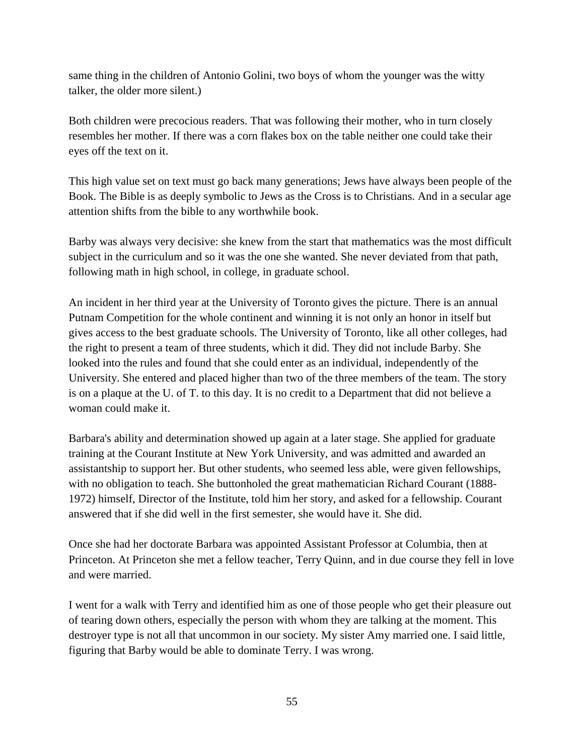same thing in the children of Antonio Golini, two boys of whom the younger was the witty talker, the older more silent.)

Both children were precocious readers. That was following their mother, who in turn closely resembles her mother. If there was a corn flakes box on the table neither one could take their eyes off the text on it.

This high value set on text must go back many generations; Jews have always been people of the Book. The Bible is as deeply symbolic to Jews as the Cross is to Christians. And in a secular age attention shifts from the bible to any worthwhile book.

Barby was always very decisive: she knew from the start that mathematics was the most difficult subject in the curriculum and so it was the one she wanted. She never deviated from that path, following math in high school, in college, in graduate school.

An incident in her third year at the University of Toronto gives the picture. There is an annual Putnam Competition for the whole continent and winning it is not only an honor in itself but gives access to the best graduate schools. The University of Toronto, like all other colleges, had the right to present a team of three students, which it did. They did not include Barby. She looked into the rules and found that she could enter as an individual, independently of the University. She entered and placed higher than two of the three members of the team. The story is on a plaque at the U. of T. to this day. It is no credit to a Department that did not believe a woman could make it.

Barbara's ability and determination showed up again at a later stage. She applied for graduate training at the Courant Institute at New York University, and was admitted and awarded an assistantship to support her. But other students, who seemed less able, were given fellowships, with no obligation to teach. She buttonholed the great mathematician Richard Courant (1888-1972) himself, Director of the Institute, told him her story, and asked for a fellowship. Courant answered that if she did well in the first semester, she would have it. She did.

Once she had her doctorate Barbara was appointed Assistant Professor at Columbia, then at Princeton. At Princeton she met a fellow teacher, Terry Quinn, and in due course they fell in love and were married.

I went for a walk with Terry and identified him as one of those people who get their pleasure out of tearing down others, especially the person with whom they are talking at the moment. This destroyer type is not all that uncommon in our society. My sister Amy married one. I said little, figuring that Barby would be able to dominate Terry. I was wrong.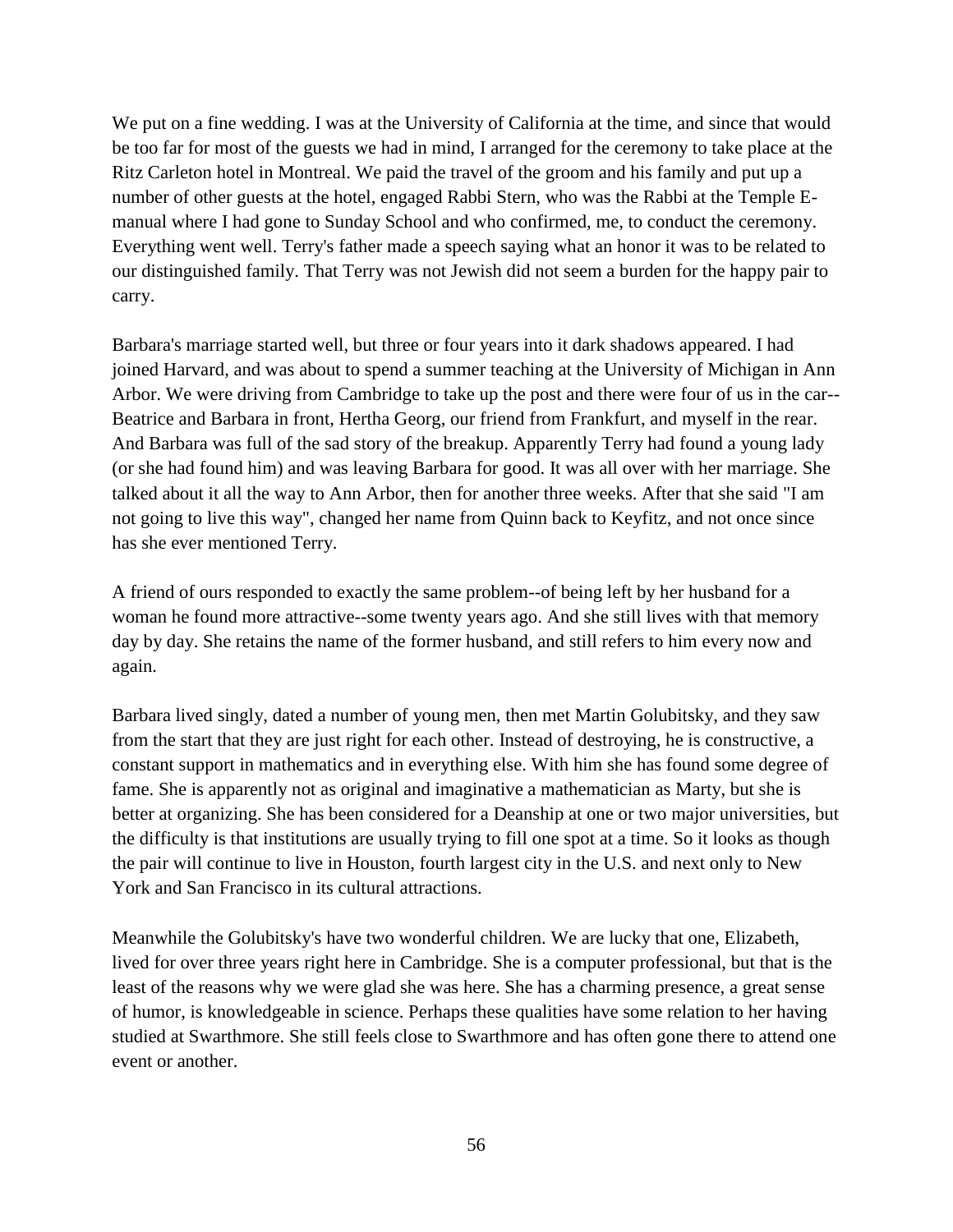We put on a fine wedding. I was at the University of California at the time, and since that would be too far for most of the guests we had in mind, I arranged for the ceremony to take place at the Ritz Carleton hotel in Montreal. We paid the travel of the groom and his family and put up a number of other guests at the hotel, engaged Rabbi Stern, who was the Rabbi at the Temple E-manual where I had gone to Sunday School and who confirmed, me, to conduct the ceremony. Everything went well. Terry's father made a speech saying what an honor it was to be related to our distinguished family. That Terry was not Jewish did not seem a burden for the happy pair to carry.

Barbara's marriage started well, but three or four years into it dark shadows appeared. I had joined Harvard, and was about to spend a summer teaching at the University of Michigan in Ann Arbor. We were driving from Cambridge to take up the post and there were four of us in the car--Beatrice and Barbara in front, Hertha Georg, our friend from Frankfurt, and myself in the rear. And Barbara was full of the sad story of the breakup. Apparently Terry had found a young lady (or she had found him) and was leaving Barbara for good. It was all over with her marriage. She talked about it all the way to Ann Arbor, then for another three weeks. After that she said "I am not going to live this way", changed her name from Quinn back to Keyfitz, and not once since has she ever mentioned Terry.

A friend of ours responded to exactly the same problem--of being left by her husband for a woman he found more attractive--some twenty years ago. And she still lives with that memory day by day. She retains the name of the former husband, and still refers to him every now and again.

Barbara lived singly, dated a number of young men, then met Martin Golubitsky, and they saw from the start that they are just right for each other. Instead of destroying, he is constructive, a constant support in mathematics and in everything else. With him she has found some degree of fame. She is apparently not as original and imaginative a mathematician as Marty, but she is better at organizing. She has been considered for a Deanship at one or two major universities, but the difficulty is that institutions are usually trying to fill one spot at a time. So it looks as though the pair will continue to live in Houston, fourth largest city in the U.S. and next only to New York and San Francisco in its cultural attractions.

Meanwhile the Golubitsky's have two wonderful children. We are lucky that one, Elizabeth, lived for over three years right here in Cambridge. She is a computer professional, but that is the least of the reasons why we were glad she was here. She has a charming presence, a great sense of humor, is knowledgeable in science. Perhaps these qualities have some relation to her having studied at Swarthmore. She still feels close to Swarthmore and has often gone there to attend one event or another.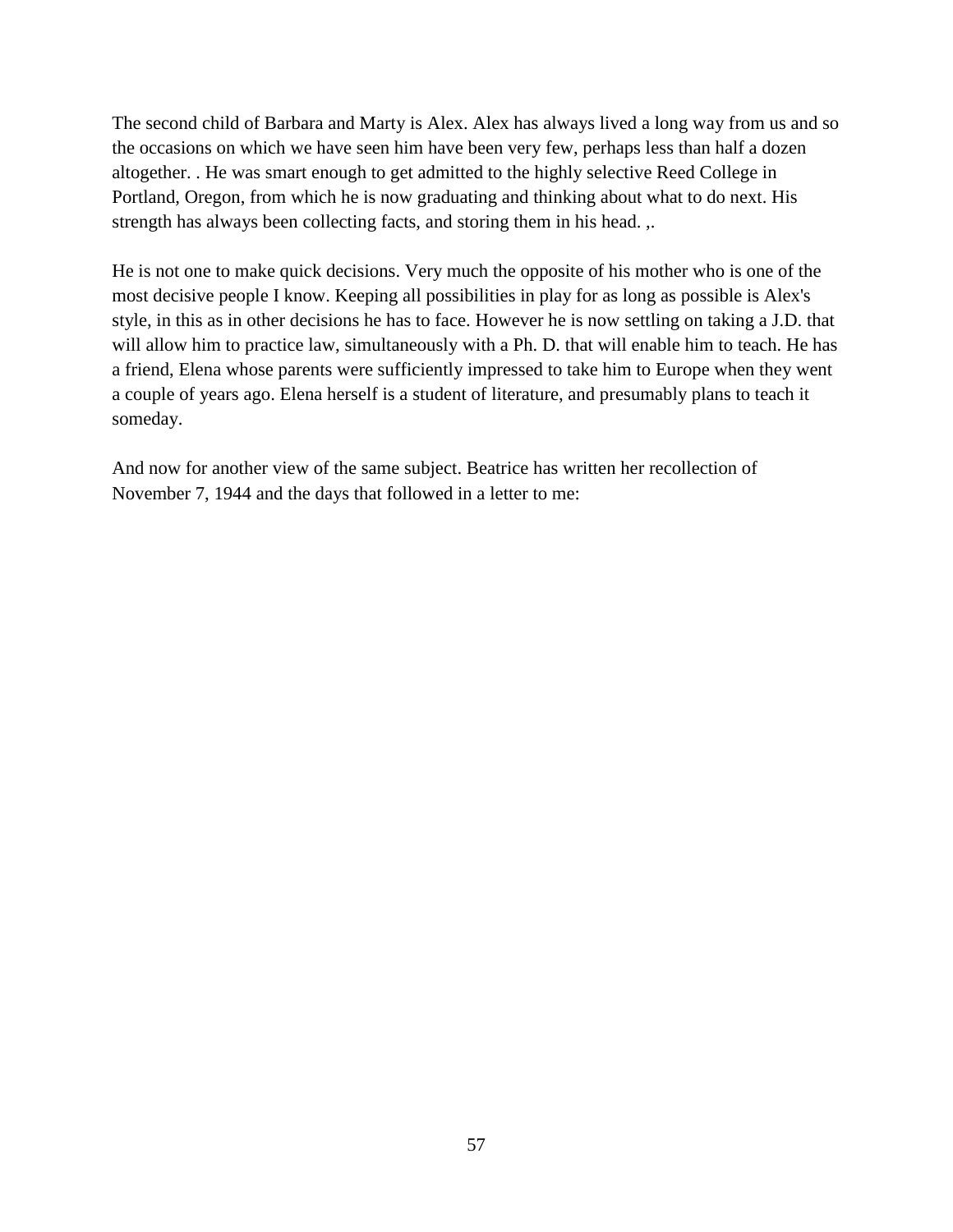The second child of Barbara and Marty is Alex. Alex has always lived a long way from us and so the occasions on which we have seen him have been very few, perhaps less than half a dozen altogether. . He was smart enough to get admitted to the highly selective Reed College in Portland, Oregon, from which he is now graduating and thinking about what to do next. His strength has always been collecting facts, and storing them in his head. ,.

He is not one to make quick decisions. Very much the opposite of his mother who is one of the most decisive people I know. Keeping all possibilities in play for as long as possible is Alex's style, in this as in other decisions he has to face. However he is now settling on taking a J.D. that will allow him to practice law, simultaneously with a Ph. D. that will enable him to teach. He has a friend, Elena whose parents were sufficiently impressed to take him to Europe when they went a couple of years ago. Elena herself is a student of literature, and presumably plans to teach it someday.

And now for another view of the same subject. Beatrice has written her recollection of November 7, 1944 and the days that followed in a letter to me: